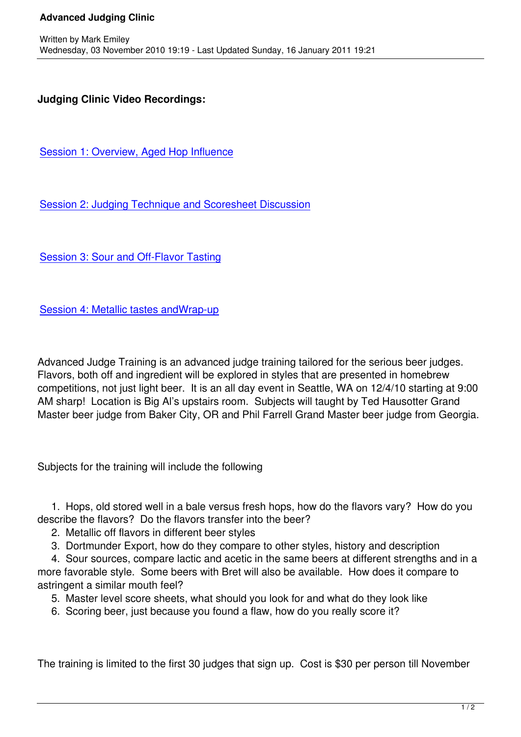**Judging Clinic Video Recordings:**

Session 1: Overview, Aged Hop Influence

Session 2: Judging Technique and Scoresheet Discussion

Session 3: Sour and Off-Flavor Tasting

Session 4: Metallic tastes andWrap-up

Advanced Judge Training is an advanced judge training tailored for the serious beer judges. Flavors, both off and ingredient will be explored in styles that are presented in homebrew competitions, not just light beer. It is an all day event in Seattle, WA on 12/4/10 starting at 9:00 AM sharp! Location is Big Al's upstairs room. Subjects will taught by Ted Hausotter Grand Master beer judge from Baker City, OR and Phil Farrell Grand Master beer judge from Georgia.

Subjects for the training will include the following

1. Hops, old stored well in a bale versus fresh hops, how do the flavors vary? How do you describe the flavors? Do the flavors transfer into the beer?
2. Metallic off flavors in different beer styles
3. Dortmunder Export, how do they compare to other styles, history and description
4. Sour sources, compare lactic and acetic in the same beers at different strengths and in a more favorable style. Some beers with Bret will also be available. How does it compare to astringent a similar mouth feel?
5. Master level score sheets, what should you look for and what do they look like
6. Scoring beer, just because you found a flaw, how do you really score it?

The training is limited to the first 30 judges that sign up. Cost is $30 per person till November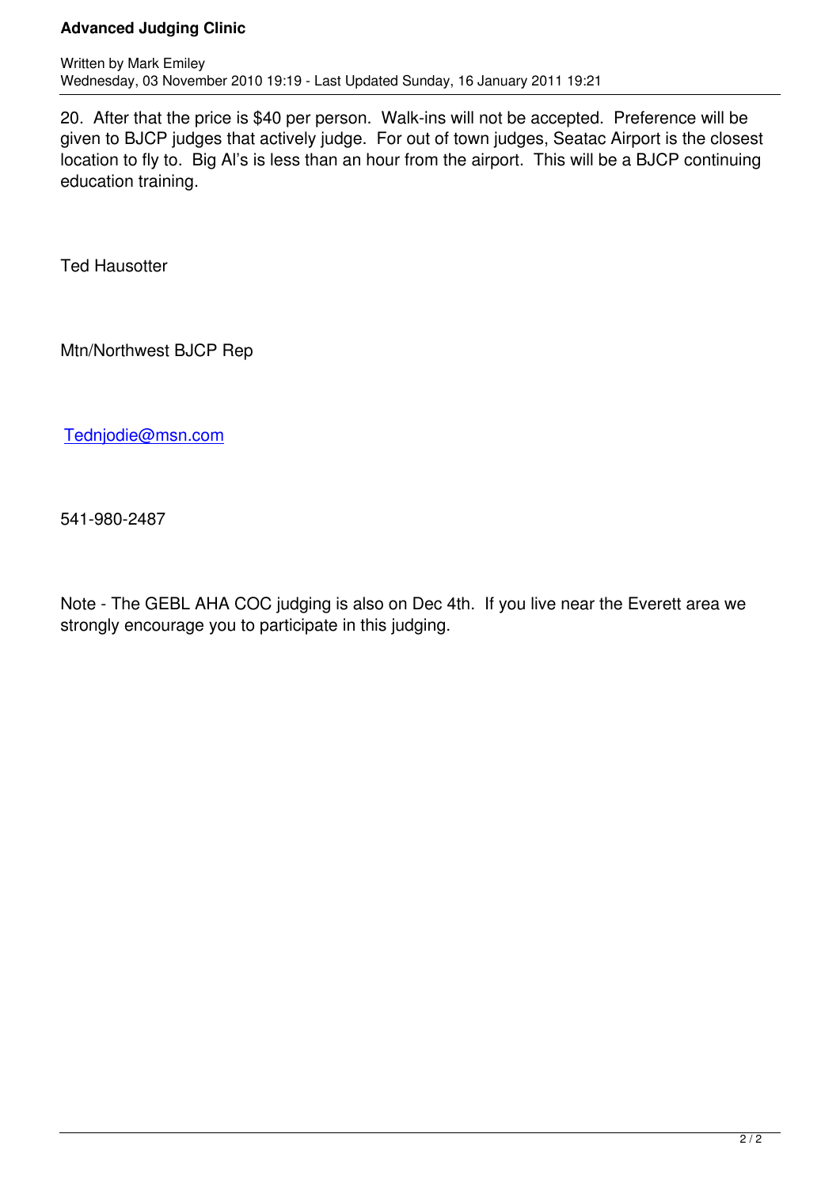20. After that the price is $40 per person. Walk-ins will not be accepted. Preference will be given to BJCP judges that actively judge. For out of town judges, Seatac Airport is the closest location to fly to. Big Al's is less than an hour from the airport. This will be a BJCP continuing education training.

Ted Hausotter

Mtn/Northwest BJCP Rep

Tednjodie@msn.com

541-980-2487

Note - The GEBL AHA COC judging is also on Dec 4th. If you live near the Everett area we strongly encourage you to participate in this judging.